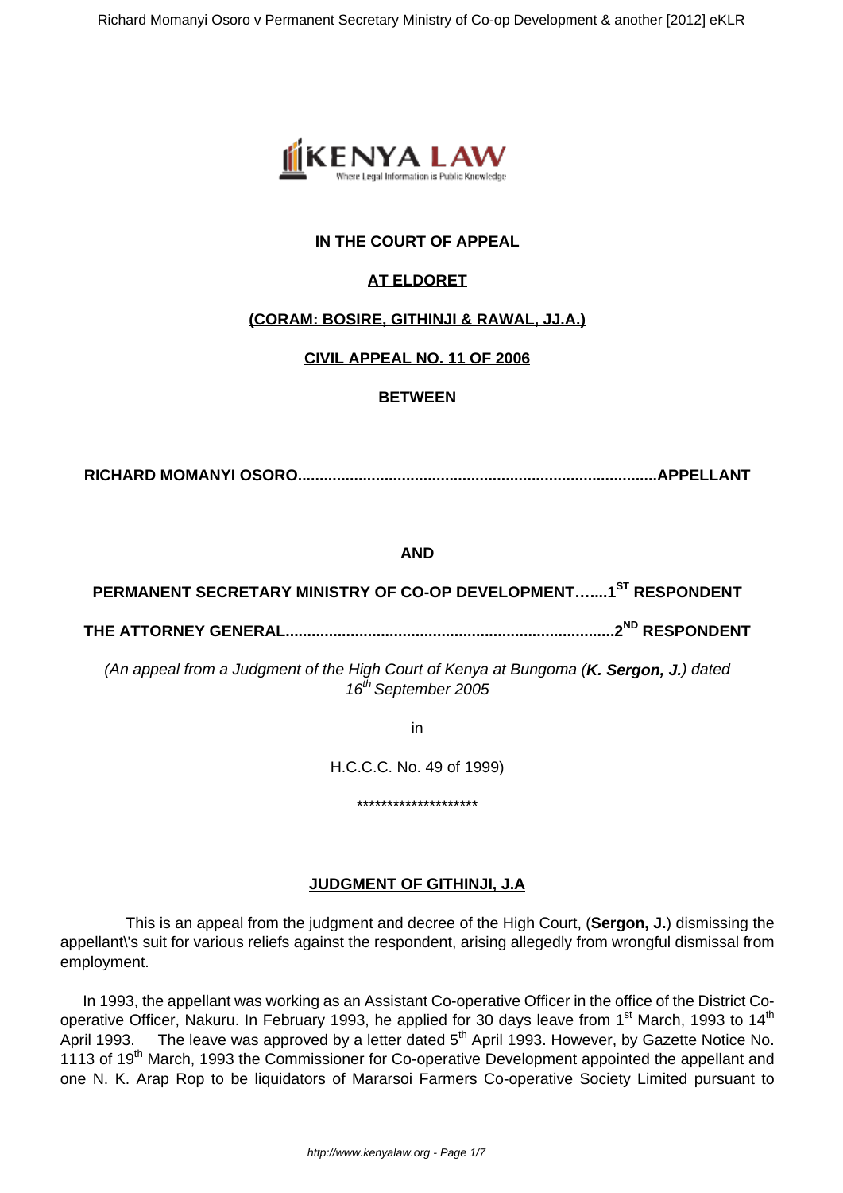**IN THE COURT OF APPEAL**

**AT ELDORET**

**(CORAM: BOSIRE, GITHINJI & RAWAL, JJ.A.)**

**CIVIL APPEAL NO. 11 OF 2006**

**BETWEEN**

**RICHARD MOMANYI OSORO...................................................................................APPELLANT**

**AND**

**PERMANENT SECRETARY MINISTRY OF CO-OP DEVELOPMENT…....1ST RESPONDENT**

**THE ATTORNEY GENERAL...........................................................................2ND RESPONDENT**

*(An appeal from a Judgment of the High Court of Kenya at Bungoma (**K. Sergon, J.**) dated 16th September 2005*

in

H.C.C.C. No. 49 of 1999)

********************

**JUDGMENT OF GITHINJI, J.A**

This is an appeal from the judgment and decree of the High Court, (**Sergon, J.**) dismissing the appellant\'s suit for various reliefs against the respondent, arising allegedly from wrongful dismissal from employment.

In 1993, the appellant was working as an Assistant Co-operative Officer in the office of the District Co-operative Officer, Nakuru. In February 1993, he applied for 30 days leave from 1st March, 1993 to 14th April 1993. The leave was approved by a letter dated 5th April 1993. However, by Gazette Notice No. 1113 of 19th March, 1993 the Commissioner for Co-operative Development appointed the appellant and one N. K. Arap Rop to be liquidators of Mararsoi Farmers Co-operative Society Limited pursuant to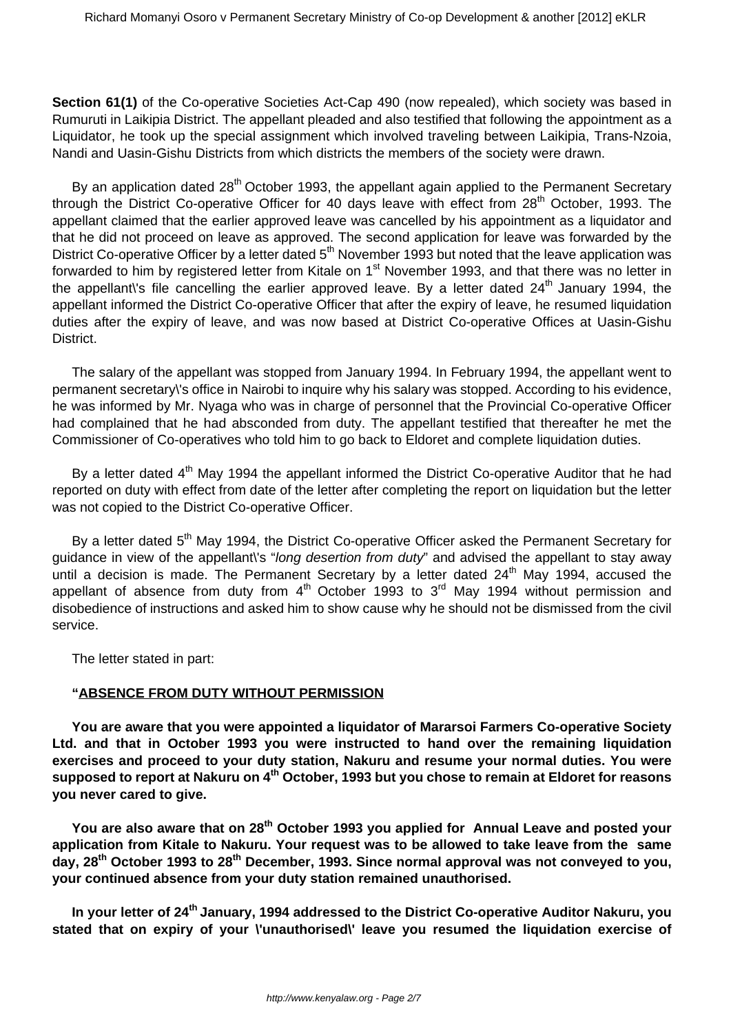**Section 61(1)** of the Co-operative Societies Act-Cap 490 (now repealed), which society was based in Rumuruti in Laikipia District. The appellant pleaded and also testified that following the appointment as a Liquidator, he took up the special assignment which involved traveling between Laikipia, Trans-Nzoia, Nandi and Uasin-Gishu Districts from which districts the members of the society were drawn.

By an application dated 28th October 1993, the appellant again applied to the Permanent Secretary through the District Co-operative Officer for 40 days leave with effect from 28th October, 1993. The appellant claimed that the earlier approved leave was cancelled by his appointment as a liquidator and that he did not proceed on leave as approved. The second application for leave was forwarded by the District Co-operative Officer by a letter dated 5th November 1993 but noted that the leave application was forwarded to him by registered letter from Kitale on 1st November 1993, and that there was no letter in the appellant\'s file cancelling the earlier approved leave. By a letter dated 24th January 1994, the appellant informed the District Co-operative Officer that after the expiry of leave, he resumed liquidation duties after the expiry of leave, and was now based at District Co-operative Offices at Uasin-Gishu District.

The salary of the appellant was stopped from January 1994. In February 1994, the appellant went to permanent secretary\'s office in Nairobi to inquire why his salary was stopped. According to his evidence, he was informed by Mr. Nyaga who was in charge of personnel that the Provincial Co-operative Officer had complained that he had absconded from duty. The appellant testified that thereafter he met the Commissioner of Co-operatives who told him to go back to Eldoret and complete liquidation duties.

By a letter dated 4th May 1994 the appellant informed the District Co-operative Auditor that he had reported on duty with effect from date of the letter after completing the report on liquidation but the letter was not copied to the District Co-operative Officer.

By a letter dated 5th May 1994, the District Co-operative Officer asked the Permanent Secretary for guidance in view of the appellant\'s "*long desertion from duty*" and advised the appellant to stay away until a decision is made. The Permanent Secretary by a letter dated 24th May 1994, accused the appellant of absence from duty from 4th October 1993 to 3rd May 1994 without permission and disobedience of instructions and asked him to show cause why he should not be dismissed from the civil service.

The letter stated in part:

**"ABSENCE FROM DUTY WITHOUT PERMISSION**

**You are aware that you were appointed a liquidator of Mararsoi Farmers Co-operative Society Ltd. and that in October 1993 you were instructed to hand over the remaining liquidation exercises and proceed to your duty station, Nakuru and resume your normal duties. You were supposed to report at Nakuru on 4th October, 1993 but you chose to remain at Eldoret for reasons you never cared to give.**

**You are also aware that on 28th October 1993 you applied for Annual Leave and posted your application from Kitale to Nakuru. Your request was to be allowed to take leave from the same day, 28th October 1993 to 28th December, 1993. Since normal approval was not conveyed to you, your continued absence from your duty station remained unauthorised.**

**In your letter of 24th January, 1994 addressed to the District Co-operative Auditor Nakuru, you stated that on expiry of your \'unauthorised\' leave you resumed the liquidation exercise of**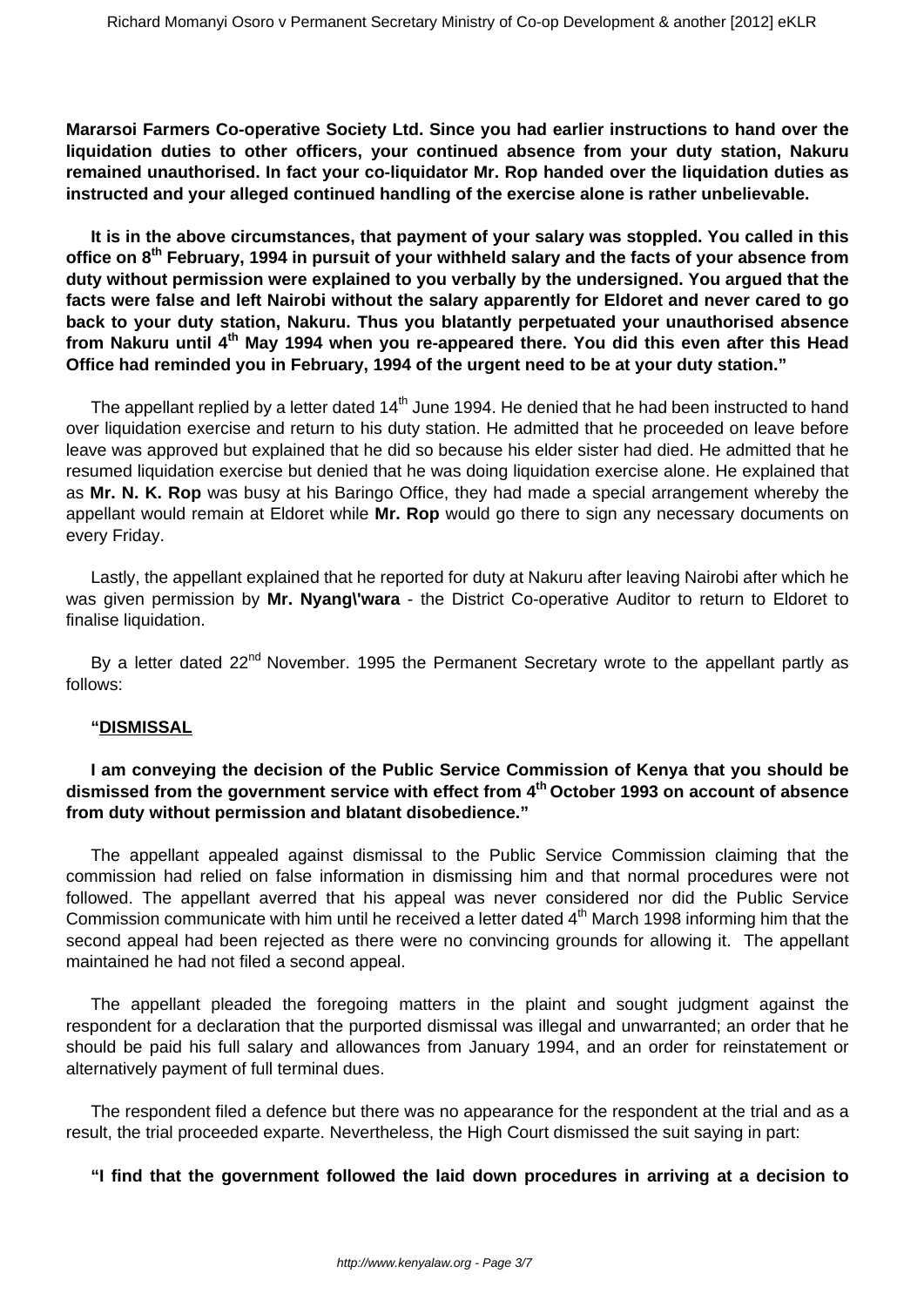**Mararsoi Farmers Co-operative Society Ltd. Since you had earlier instructions to hand over the liquidation duties to other officers, your continued absence from your duty station, Nakuru remained unauthorised. In fact your co-liquidator Mr. Rop handed over the liquidation duties as instructed and your alleged continued handling of the exercise alone is rather unbelievable.**

**It is in the above circumstances, that payment of your salary was stoppled. You called in this office on 8th February, 1994 in pursuit of your withheld salary and the facts of your absence from duty without permission were explained to you verbally by the undersigned. You argued that the facts were false and left Nairobi without the salary apparently for Eldoret and never cared to go back to your duty station, Nakuru. Thus you blatantly perpetuated your unauthorised absence from Nakuru until 4th May 1994 when you re-appeared there. You did this even after this Head Office had reminded you in February, 1994 of the urgent need to be at your duty station."**

The appellant replied by a letter dated 14th June 1994. He denied that he had been instructed to hand over liquidation exercise and return to his duty station. He admitted that he proceeded on leave before leave was approved but explained that he did so because his elder sister had died. He admitted that he resumed liquidation exercise but denied that he was doing liquidation exercise alone. He explained that as **Mr. N. K. Rop** was busy at his Baringo Office, they had made a special arrangement whereby the appellant would remain at Eldoret while **Mr. Rop** would go there to sign any necessary documents on every Friday.

Lastly, the appellant explained that he reported for duty at Nakuru after leaving Nairobi after which he was given permission by **Mr. Nyang\'wara** - the District Co-operative Auditor to return to Eldoret to finalise liquidation.

By a letter dated 22nd November. 1995 the Permanent Secretary wrote to the appellant partly as follows:

**"DISMISSAL**

**I am conveying the decision of the Public Service Commission of Kenya that you should be dismissed from the government service with effect from 4th October 1993 on account of absence from duty without permission and blatant disobedience."**

The appellant appealed against dismissal to the Public Service Commission claiming that the commission had relied on false information in dismissing him and that normal procedures were not followed. The appellant averred that his appeal was never considered nor did the Public Service Commission communicate with him until he received a letter dated 4th March 1998 informing him that the second appeal had been rejected as there were no convincing grounds for allowing it. The appellant maintained he had not filed a second appeal.

The appellant pleaded the foregoing matters in the plaint and sought judgment against the respondent for a declaration that the purported dismissal was illegal and unwarranted; an order that he should be paid his full salary and allowances from January 1994, and an order for reinstatement or alternatively payment of full terminal dues.

The respondent filed a defence but there was no appearance for the respondent at the trial and as a result, the trial proceeded exparte. Nevertheless, the High Court dismissed the suit saying in part:

**"I find that the government followed the laid down procedures in arriving at a decision to**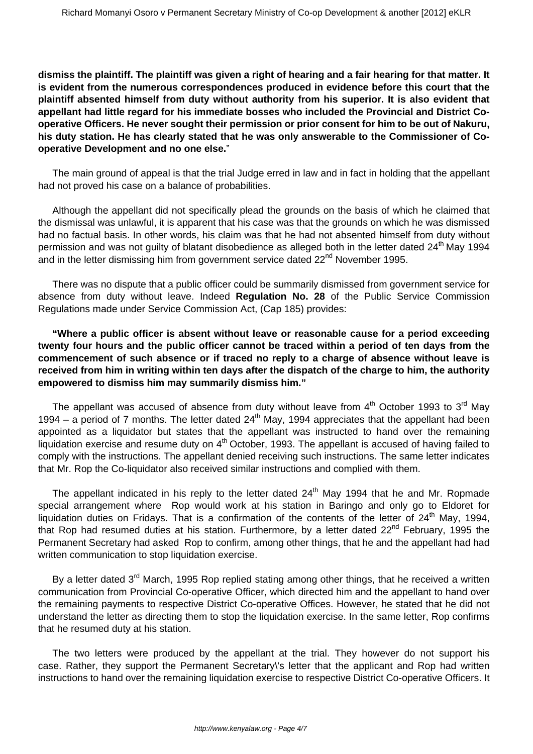**dismiss the plaintiff. The plaintiff was given a right of hearing and a fair hearing for that matter. It is evident from the numerous correspondences produced in evidence before this court that the plaintiff absented himself from duty without authority from his superior. It is also evident that appellant had little regard for his immediate bosses who included the Provincial and District Co-operative Officers. He never sought their permission or prior consent for him to be out of Nakuru, his duty station. He has clearly stated that he was only answerable to the Commissioner of Co-operative Development and no one else.**"

The main ground of appeal is that the trial Judge erred in law and in fact in holding that the appellant had not proved his case on a balance of probabilities.

Although the appellant did not specifically plead the grounds on the basis of which he claimed that the dismissal was unlawful, it is apparent that his case was that the grounds on which he was dismissed had no factual basis. In other words, his claim was that he had not absented himself from duty without permission and was not guilty of blatant disobedience as alleged both in the letter dated 24th May 1994 and in the letter dismissing him from government service dated 22nd November 1995.

There was no dispute that a public officer could be summarily dismissed from government service for absence from duty without leave. Indeed **Regulation No. 28** of the Public Service Commission Regulations made under Service Commission Act, (Cap 185) provides:

**"Where a public officer is absent without leave or reasonable cause for a period exceeding twenty four hours and the public officer cannot be traced within a period of ten days from the commencement of such absence or if traced no reply to a charge of absence without leave is received from him in writing within ten days after the dispatch of the charge to him, the authority empowered to dismiss him may summarily dismiss him."**

The appellant was accused of absence from duty without leave from 4th October 1993 to 3rd May 1994 – a period of 7 months. The letter dated 24th May, 1994 appreciates that the appellant had been appointed as a liquidator but states that the appellant was instructed to hand over the remaining liquidation exercise and resume duty on 4th October, 1993. The appellant is accused of having failed to comply with the instructions. The appellant denied receiving such instructions. The same letter indicates that Mr. Rop the Co-liquidator also received similar instructions and complied with them.

The appellant indicated in his reply to the letter dated 24th May 1994 that he and Mr. Ropmade special arrangement where Rop would work at his station in Baringo and only go to Eldoret for liquidation duties on Fridays. That is a confirmation of the contents of the letter of 24th May, 1994, that Rop had resumed duties at his station. Furthermore, by a letter dated 22nd February, 1995 the Permanent Secretary had asked Rop to confirm, among other things, that he and the appellant had had written communication to stop liquidation exercise.

By a letter dated 3rd March, 1995 Rop replied stating among other things, that he received a written communication from Provincial Co-operative Officer, which directed him and the appellant to hand over the remaining payments to respective District Co-operative Offices. However, he stated that he did not understand the letter as directing them to stop the liquidation exercise. In the same letter, Rop confirms that he resumed duty at his station.

The two letters were produced by the appellant at the trial. They however do not support his case. Rather, they support the Permanent Secretary\'s letter that the applicant and Rop had written instructions to hand over the remaining liquidation exercise to respective District Co-operative Officers. It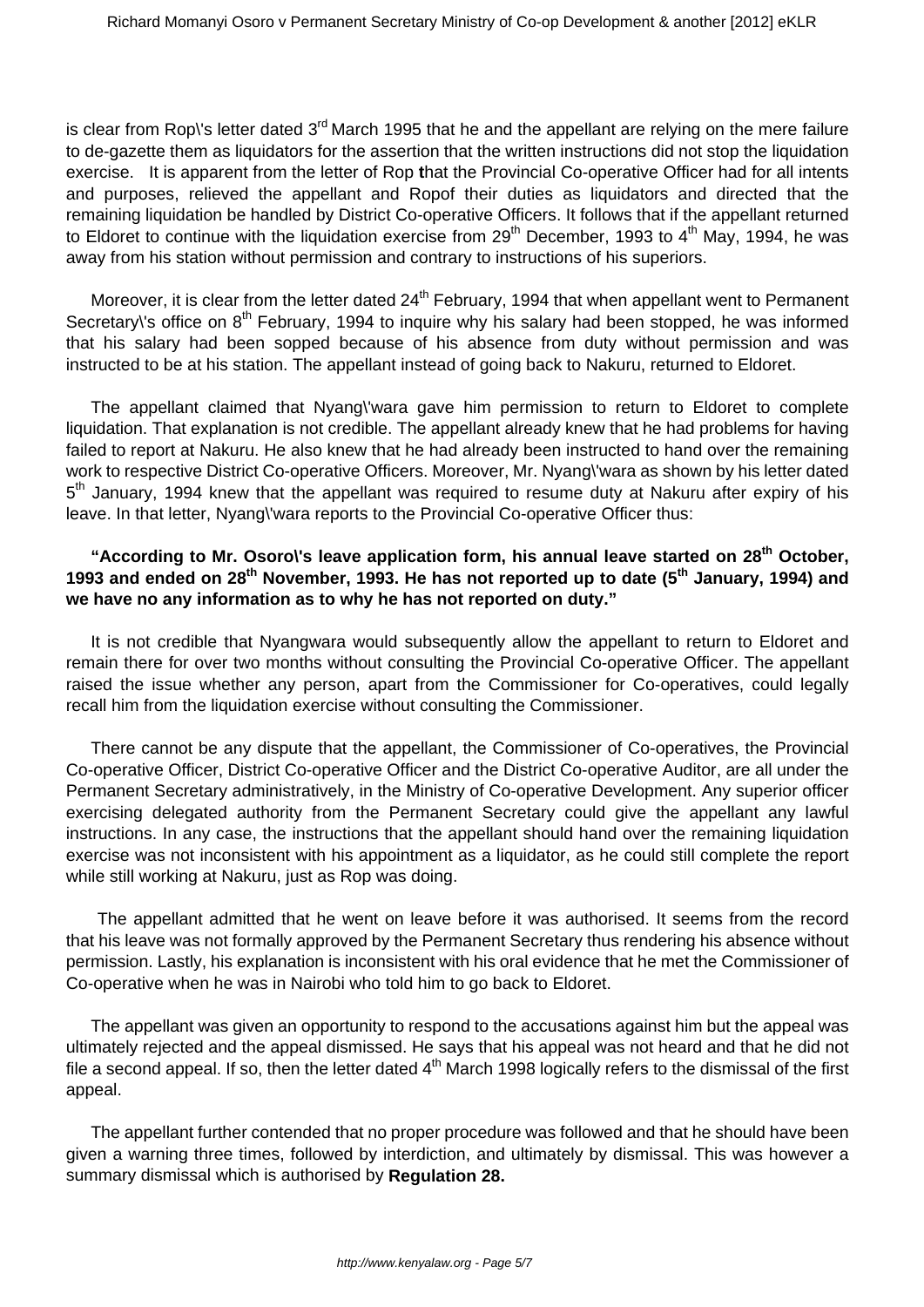is clear from Rop\'s letter dated 3rd March 1995 that he and the appellant are relying on the mere failure to de-gazette them as liquidators for the assertion that the written instructions did not stop the liquidation exercise. It is apparent from the letter of Rop **t**hat the Provincial Co-operative Officer had for all intents and purposes, relieved the appellant and Ropof their duties as liquidators and directed that the remaining liquidation be handled by District Co-operative Officers. It follows that if the appellant returned to Eldoret to continue with the liquidation exercise from 29th December, 1993 to 4th May, 1994, he was away from his station without permission and contrary to instructions of his superiors.

Moreover, it is clear from the letter dated 24th February, 1994 that when appellant went to Permanent Secretary\'s office on 8th February, 1994 to inquire why his salary had been stopped, he was informed that his salary had been sopped because of his absence from duty without permission and was instructed to be at his station. The appellant instead of going back to Nakuru, returned to Eldoret.

The appellant claimed that Nyang\'wara gave him permission to return to Eldoret to complete liquidation. That explanation is not credible. The appellant already knew that he had problems for having failed to report at Nakuru. He also knew that he had already been instructed to hand over the remaining work to respective District Co-operative Officers. Moreover, Mr. Nyang\'wara as shown by his letter dated 5th January, 1994 knew that the appellant was required to resume duty at Nakuru after expiry of his leave. In that letter, Nyang\'wara reports to the Provincial Co-operative Officer thus:

**"According to Mr. Osoro\'s leave application form, his annual leave started on 28th October, 1993 and ended on 28th November, 1993. He has not reported up to date (5th January, 1994) and we have no any information as to why he has not reported on duty."**

It is not credible that Nyangwara would subsequently allow the appellant to return to Eldoret and remain there for over two months without consulting the Provincial Co-operative Officer. The appellant raised the issue whether any person, apart from the Commissioner for Co-operatives, could legally recall him from the liquidation exercise without consulting the Commissioner.

There cannot be any dispute that the appellant, the Commissioner of Co-operatives, the Provincial Co-operative Officer, District Co-operative Officer and the District Co-operative Auditor, are all under the Permanent Secretary administratively, in the Ministry of Co-operative Development. Any superior officer exercising delegated authority from the Permanent Secretary could give the appellant any lawful instructions. In any case, the instructions that the appellant should hand over the remaining liquidation exercise was not inconsistent with his appointment as a liquidator, as he could still complete the report while still working at Nakuru, just as Rop was doing.

The appellant admitted that he went on leave before it was authorised. It seems from the record that his leave was not formally approved by the Permanent Secretary thus rendering his absence without permission. Lastly, his explanation is inconsistent with his oral evidence that he met the Commissioner of Co-operative when he was in Nairobi who told him to go back to Eldoret.

The appellant was given an opportunity to respond to the accusations against him but the appeal was ultimately rejected and the appeal dismissed. He says that his appeal was not heard and that he did not file a second appeal. If so, then the letter dated 4th March 1998 logically refers to the dismissal of the first appeal.

The appellant further contended that no proper procedure was followed and that he should have been given a warning three times, followed by interdiction, and ultimately by dismissal. This was however a summary dismissal which is authorised by **Regulation 28.**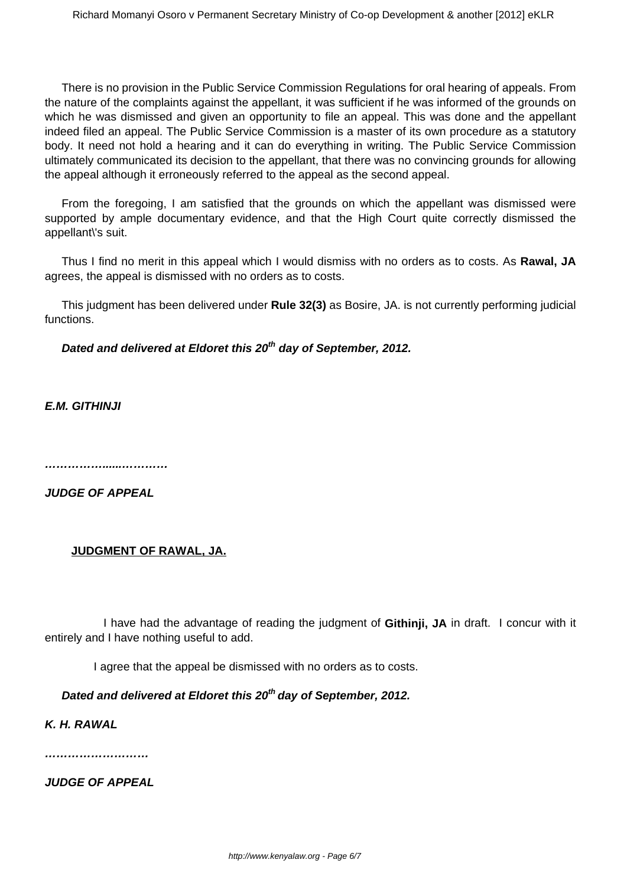There is no provision in the Public Service Commission Regulations for oral hearing of appeals. From the nature of the complaints against the appellant, it was sufficient if he was informed of the grounds on which he was dismissed and given an opportunity to file an appeal. This was done and the appellant indeed filed an appeal. The Public Service Commission is a master of its own procedure as a statutory body. It need not hold a hearing and it can do everything in writing. The Public Service Commission ultimately communicated its decision to the appellant, that there was no convincing grounds for allowing the appeal although it erroneously referred to the appeal as the second appeal.

From the foregoing, I am satisfied that the grounds on which the appellant was dismissed were supported by ample documentary evidence, and that the High Court quite correctly dismissed the appellant\'s suit.

Thus I find no merit in this appeal which I would dismiss with no orders as to costs. As **Rawal, JA** agrees, the appeal is dismissed with no orders as to costs.

This judgment has been delivered under **Rule 32(3)** as Bosire, JA. is not currently performing judicial functions.

***Dated and delivered at Eldoret this 20th day of September, 2012.***

***E.M. GITHINJI***

***……………..….………***

***JUDGE OF APPEAL***

**JUDGMENT OF RAWAL, JA.**

I have had the advantage of reading the judgment of **Githinji, JA** in draft. I concur with it entirely and I have nothing useful to add.

I agree that the appeal be dismissed with no orders as to costs.

***Dated and delivered at Eldoret this 20th day of September, 2012.***

***K. H. RAWAL***

***………………………***

***JUDGE OF APPEAL***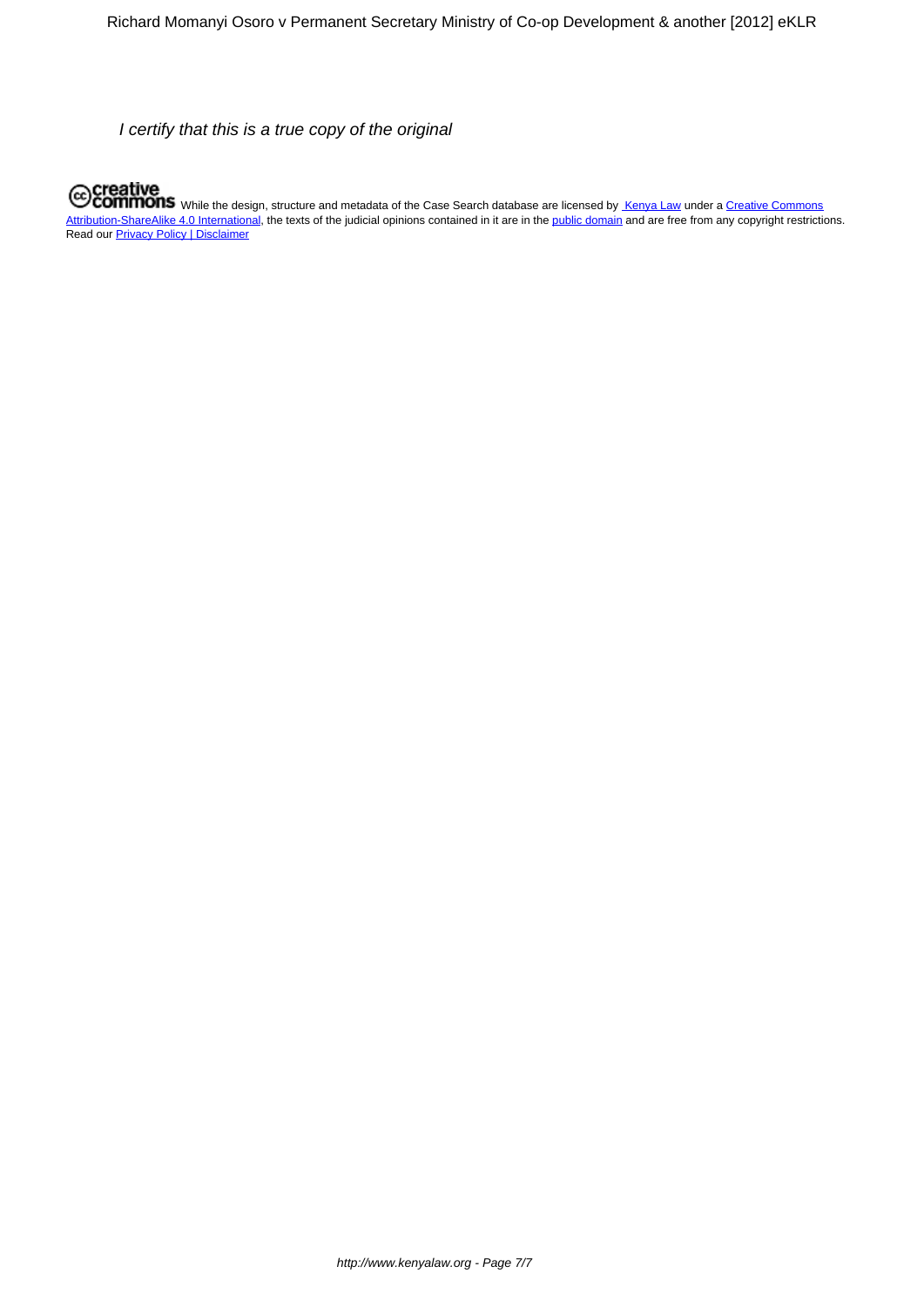*I certify that this is a true copy of the original*

While the design, structure and metadata of the Case Search database are licensed by Kenya Law under a Creative Commons Attribution-ShareAlike 4.0 International, the texts of the judicial opinions contained in it are in the public domain and are free from any copyright restrictions. Read our Privacy Policy | Disclaimer